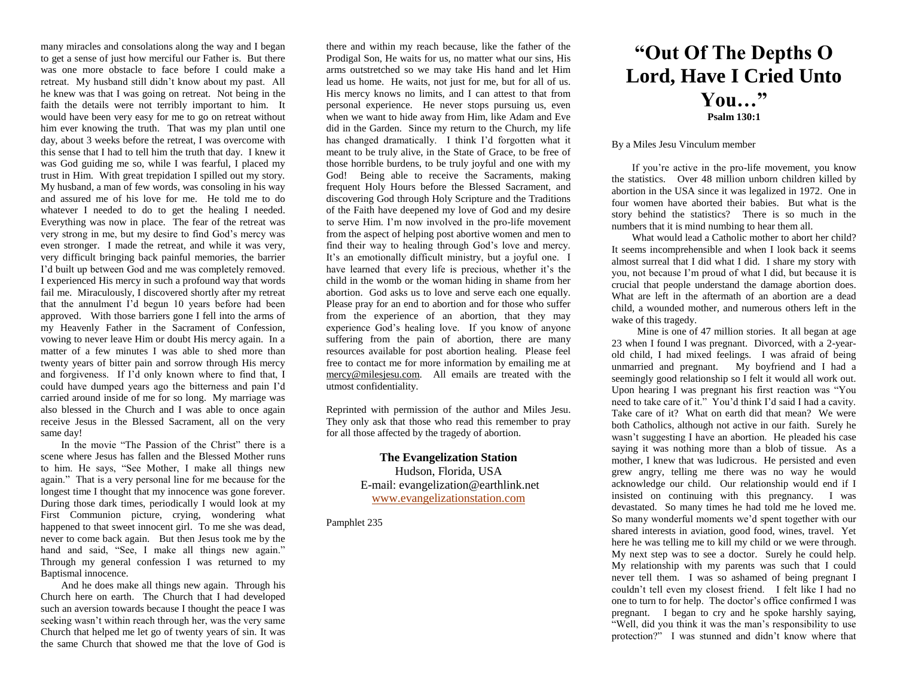many miracles and consolations along the way and I began to get a sense of just how merciful our Father is. But there was one more obstacle to face before I could make a retreat. My husband still didn't know about my past. All he knew was that I was going on retreat. Not being in the faith the details were not terribly important to him. It would have been very easy for me to go on retreat without him ever knowing the truth. That was my plan until one day, about 3 weeks before the retreat, I was overcome with this sense that I had to tell him the truth that day. I knew it was God guiding me so, while I was fearful, I placed my trust in Him. With great trepidation I spilled out my story. My husband, a man of few words, was consoling in his way and assured me of his love for me. He told me to do whatever I needed to do to get the healing I needed. Everything was now in place. The fear of the retreat was very strong in me, but my desire to find God's mercy was even stronger. I made the retreat, and while it was very, very difficult bringing back painful memories, the barrier I'd built up between God and me was completely removed. I experienced His mercy in such a profound way that words fail me. Miraculously, I discovered shortly after my retreat that the annulment I'd begun 10 years before had been approved. With those barriers gone I fell into the arms of my Heavenly Father in the Sacrament of Confession, vowing to never leave Him or doubt His mercy again. In a matter of a few minutes I was able to shed more than twenty years of bitter pain and sorrow through His mercy and forgiveness. If I'd only known where to find that, I could have dumped years ago the bitterness and pain I'd carried around inside of me for so long. My marriage was also blessed in the Church and I was able to once again receive Jesus in the Blessed Sacrament, all on the very same day!

In the movie "The Passion of the Christ" there is a scene where Jesus has fallen and the Blessed Mother runs to him. He says, "See Mother, I make all things new again." That is a very personal line for me because for the longest time I thought that my innocence was gone forever. During those dark times, periodically I would look at my First Communion picture, crying, wondering what happened to that sweet innocent girl. To me she was dead, never to come back again. But then Jesus took me by the hand and said, "See, I make all things new again." Through my general confession I was returned to my Baptismal innocence.

And he does make all things new again. Through his Church here on earth. The Church that I had developed such an aversion towards because I thought the peace I was seeking wasn't within reach through her, was the very same Church that helped me let go of twenty years of sin. It was the same Church that showed me that the love of God is there and within my reach because, like the father of the Prodigal Son, He waits for us, no matter what our sins, His arms outstretched so we may take His hand and let Him lead us home. He waits, not just for me, but for all of us. His mercy knows no limits, and I can attest to that from personal experience. He never stops pursuing us, even when we want to hide away from Him, like Adam and Eve did in the Garden. Since my return to the Church, my life has changed dramatically. I think I'd forgotten what it meant to be truly alive, in the State of Grace, to be free of those horrible burdens, to be truly joyful and one with my God! Being able to receive the Sacraments, making frequent Holy Hours before the Blessed Sacrament, and discovering God through Holy Scripture and the Traditions of the Faith have deepened my love of God and my desire to serve Him. I'm now involved in the pro-life movement from the aspect of helping post abortive women and men to find their way to healing through God's love and mercy. It's an emotionally difficult ministry, but a joyful one. I have learned that every life is precious, whether it's the child in the womb or the woman hiding in shame from her abortion. God asks us to love and serve each one equally. Please pray for an end to abortion and for those who suffer from the experience of an abortion, that they may experience God's healing love. If you know of anyone suffering from the pain of abortion, there are many resources available for post abortion healing. Please feel free to contact me for more information by emailing me at mercy@milesjesu.com. All emails are treated with the utmost confidentiality.

Reprinted with permission of the author and Miles Jesu. They only ask that those who read this remember to pray for all those affected by the tragedy of abortion.

**The Evangelization Station**
Hudson, Florida, USA
E-mail: evangelization@earthlink.net
www.evangelizationstation.com

Pamphlet 235

# "Out Of The Depths O Lord, Have I Cried Unto You…"

**Psalm 130:1**

By a Miles Jesu Vinculum member

If you're active in the pro-life movement, you know the statistics. Over 48 million unborn children killed by abortion in the USA since it was legalized in 1972. One in four women have aborted their babies. But what is the story behind the statistics? There is so much in the numbers that it is mind numbing to hear them all.

What would lead a Catholic mother to abort her child? It seems incomprehensible and when I look back it seems almost surreal that I did what I did. I share my story with you, not because I'm proud of what I did, but because it is crucial that people understand the damage abortion does. What are left in the aftermath of an abortion are a dead child, a wounded mother, and numerous others left in the wake of this tragedy.

Mine is one of 47 million stories. It all began at age 23 when I found I was pregnant. Divorced, with a 2-year-old child, I had mixed feelings. I was afraid of being unmarried and pregnant. My boyfriend and I had a seemingly good relationship so I felt it would all work out. Upon hearing I was pregnant his first reaction was "You need to take care of it." You'd think I'd said I had a cavity. Take care of it? What on earth did that mean? We were both Catholics, although not active in our faith. Surely he wasn't suggesting I have an abortion. He pleaded his case saying it was nothing more than a blob of tissue. As a mother, I knew that was ludicrous. He persisted and even grew angry, telling me there was no way he would acknowledge our child. Our relationship would end if I insisted on continuing with this pregnancy. I was devastated. So many times he had told me he loved me. So many wonderful moments we'd spent together with our shared interests in aviation, good food, wines, travel. Yet here he was telling me to kill my child or we were through. My next step was to see a doctor. Surely he could help. My relationship with my parents was such that I could never tell them. I was so ashamed of being pregnant I couldn't tell even my closest friend. I felt like I had no one to turn to for help. The doctor's office confirmed I was pregnant. I began to cry and he spoke harshly saying, "Well, did you think it was the man's responsibility to use protection?" I was stunned and didn't know where that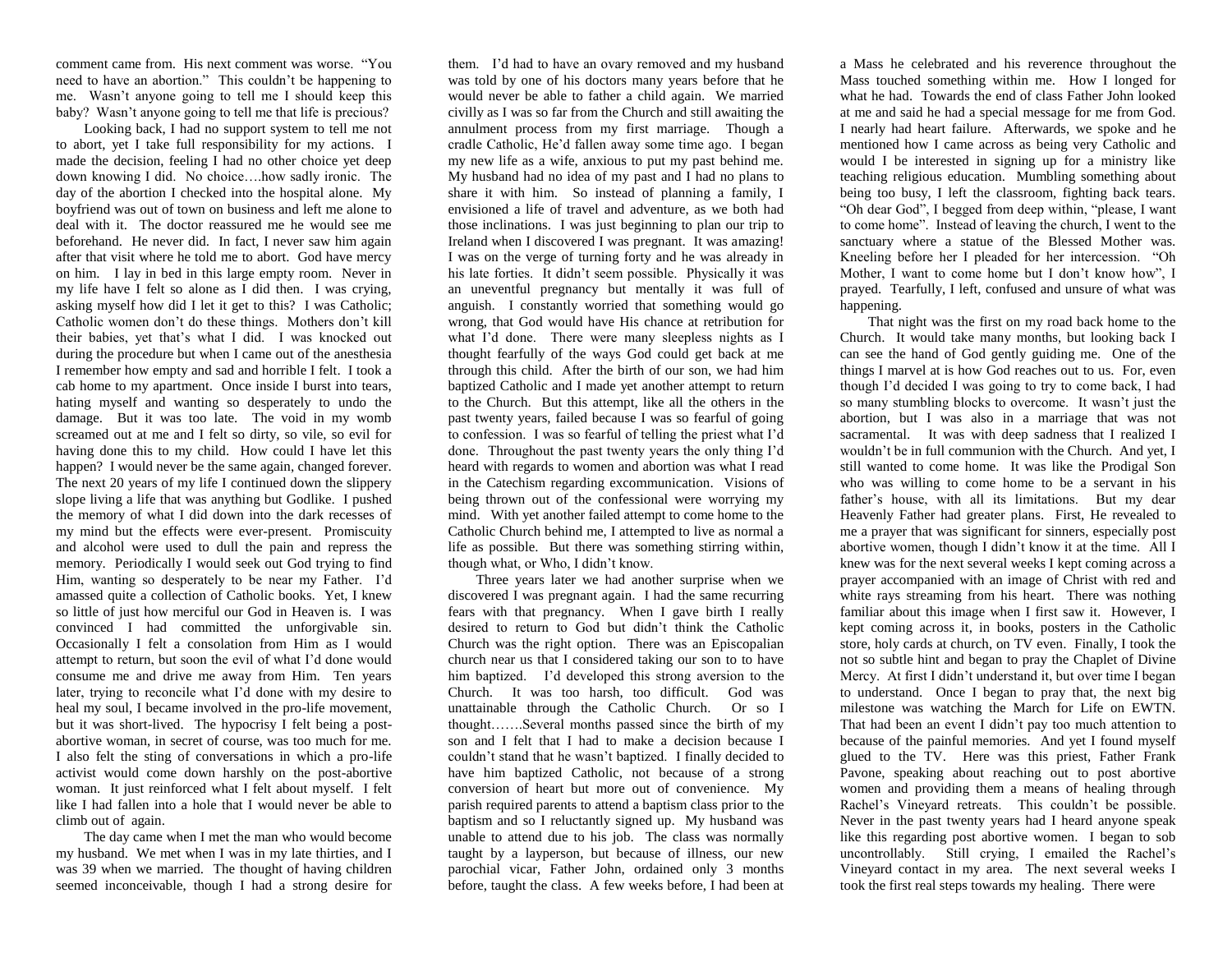comment came from. His next comment was worse. "You need to have an abortion." This couldn't be happening to me. Wasn't anyone going to tell me I should keep this baby? Wasn't anyone going to tell me that life is precious?

Looking back, I had no support system to tell me not to abort, yet I take full responsibility for my actions. I made the decision, feeling I had no other choice yet deep down knowing I did. No choice….how sadly ironic. The day of the abortion I checked into the hospital alone. My boyfriend was out of town on business and left me alone to deal with it. The doctor reassured me he would see me beforehand. He never did. In fact, I never saw him again after that visit where he told me to abort. God have mercy on him. I lay in bed in this large empty room. Never in my life have I felt so alone as I did then. I was crying, asking myself how did I let it get to this? I was Catholic; Catholic women don't do these things. Mothers don't kill their babies, yet that's what I did. I was knocked out during the procedure but when I came out of the anesthesia I remember how empty and sad and horrible I felt. I took a cab home to my apartment. Once inside I burst into tears, hating myself and wanting so desperately to undo the damage. But it was too late. The void in my womb screamed out at me and I felt so dirty, so vile, so evil for having done this to my child. How could I have let this happen? I would never be the same again, changed forever. The next 20 years of my life I continued down the slippery slope living a life that was anything but Godlike. I pushed the memory of what I did down into the dark recesses of my mind but the effects were ever-present. Promiscuity and alcohol were used to dull the pain and repress the memory. Periodically I would seek out God trying to find Him, wanting so desperately to be near my Father. I'd amassed quite a collection of Catholic books. Yet, I knew so little of just how merciful our God in Heaven is. I was convinced I had committed the unforgivable sin. Occasionally I felt a consolation from Him as I would attempt to return, but soon the evil of what I'd done would consume me and drive me away from Him. Ten years later, trying to reconcile what I'd done with my desire to heal my soul, I became involved in the pro-life movement, but it was short-lived. The hypocrisy I felt being a post-abortive woman, in secret of course, was too much for me. I also felt the sting of conversations in which a pro-life activist would come down harshly on the post-abortive woman. It just reinforced what I felt about myself. I felt like I had fallen into a hole that I would never be able to climb out of again.

The day came when I met the man who would become my husband. We met when I was in my late thirties, and I was 39 when we married. The thought of having children seemed inconceivable, though I had a strong desire for them. I'd had to have an ovary removed and my husband was told by one of his doctors many years before that he would never be able to father a child again. We married civilly as I was so far from the Church and still awaiting the annulment process from my first marriage. Though a cradle Catholic, He'd fallen away some time ago. I began my new life as a wife, anxious to put my past behind me. My husband had no idea of my past and I had no plans to share it with him. So instead of planning a family, I envisioned a life of travel and adventure, as we both had those inclinations. I was just beginning to plan our trip to Ireland when I discovered I was pregnant. It was amazing! I was on the verge of turning forty and he was already in his late forties. It didn't seem possible. Physically it was an uneventful pregnancy but mentally it was full of anguish. I constantly worried that something would go wrong, that God would have His chance at retribution for what I'd done. There were many sleepless nights as I thought fearfully of the ways God could get back at me through this child. After the birth of our son, we had him baptized Catholic and I made yet another attempt to return to the Church. But this attempt, like all the others in the past twenty years, failed because I was so fearful of going to confession. I was so fearful of telling the priest what I'd done. Throughout the past twenty years the only thing I'd heard with regards to women and abortion was what I read in the Catechism regarding excommunication. Visions of being thrown out of the confessional were worrying my mind. With yet another failed attempt to come home to the Catholic Church behind me, I attempted to live as normal a life as possible. But there was something stirring within, though what, or Who, I didn't know.

Three years later we had another surprise when we discovered I was pregnant again. I had the same recurring fears with that pregnancy. When I gave birth I really desired to return to God but didn't think the Catholic Church was the right option. There was an Episcopalian church near us that I considered taking our son to to have him baptized. I'd developed this strong aversion to the Church. It was too harsh, too difficult. God was unattainable through the Catholic Church. Or so I thought…….Several months passed since the birth of my son and I felt that I had to make a decision because I couldn't stand that he wasn't baptized. I finally decided to have him baptized Catholic, not because of a strong conversion of heart but more out of convenience. My parish required parents to attend a baptism class prior to the baptism and so I reluctantly signed up. My husband was unable to attend due to his job. The class was normally taught by a layperson, but because of illness, our new parochial vicar, Father John, ordained only 3 months before, taught the class. A few weeks before, I had been at a Mass he celebrated and his reverence throughout the Mass touched something within me. How I longed for what he had. Towards the end of class Father John looked at me and said he had a special message for me from God. I nearly had heart failure. Afterwards, we spoke and he mentioned how I came across as being very Catholic and would I be interested in signing up for a ministry like teaching religious education. Mumbling something about being too busy, I left the classroom, fighting back tears. "Oh dear God", I begged from deep within, "please, I want to come home". Instead of leaving the church, I went to the sanctuary where a statue of the Blessed Mother was. Kneeling before her I pleaded for her intercession. "Oh Mother, I want to come home but I don't know how", I prayed. Tearfully, I left, confused and unsure of what was happening.

That night was the first on my road back home to the Church. It would take many months, but looking back I can see the hand of God gently guiding me. One of the things I marvel at is how God reaches out to us. For, even though I'd decided I was going to try to come back, I had so many stumbling blocks to overcome. It wasn't just the abortion, but I was also in a marriage that was not sacramental. It was with deep sadness that I realized I wouldn't be in full communion with the Church. And yet, I still wanted to come home. It was like the Prodigal Son who was willing to come home to be a servant in his father's house, with all its limitations. But my dear Heavenly Father had greater plans. First, He revealed to me a prayer that was significant for sinners, especially post abortive women, though I didn't know it at the time. All I knew was for the next several weeks I kept coming across a prayer accompanied with an image of Christ with red and white rays streaming from his heart. There was nothing familiar about this image when I first saw it. However, I kept coming across it, in books, posters in the Catholic store, holy cards at church, on TV even. Finally, I took the not so subtle hint and began to pray the Chaplet of Divine Mercy. At first I didn't understand it, but over time I began to understand. Once I began to pray that, the next big milestone was watching the March for Life on EWTN. That had been an event I didn't pay too much attention to because of the painful memories. And yet I found myself glued to the TV. Here was this priest, Father Frank Pavone, speaking about reaching out to post abortive women and providing them a means of healing through Rachel's Vineyard retreats. This couldn't be possible. Never in the past twenty years had I heard anyone speak like this regarding post abortive women. I began to sob uncontrollably. Still crying, I emailed the Rachel's Vineyard contact in my area. The next several weeks I took the first real steps towards my healing. There were